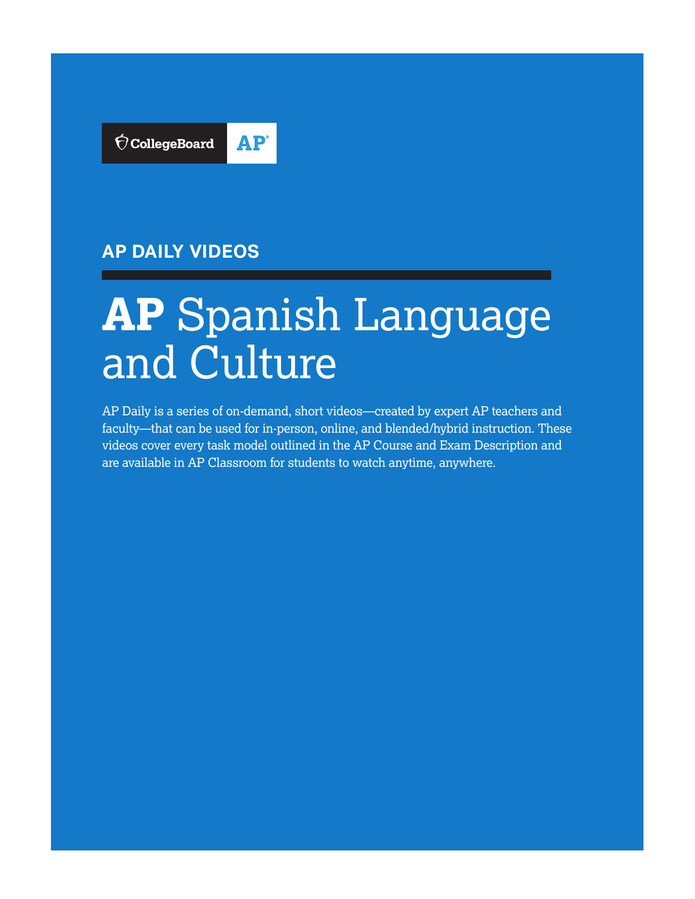CollegeBoard AP

## AP DAILY VIDEOS

# **AP** Spanish Language and Culture

AP Daily is a series of on-demand, short videos—created by expert AP teachers and faculty—that can be used for in-person, online, and blended/hybrid instruction. These videos cover every task model outlined in the AP Course and Exam Description and are available in AP Classroom for students to watch anytime, anywhere.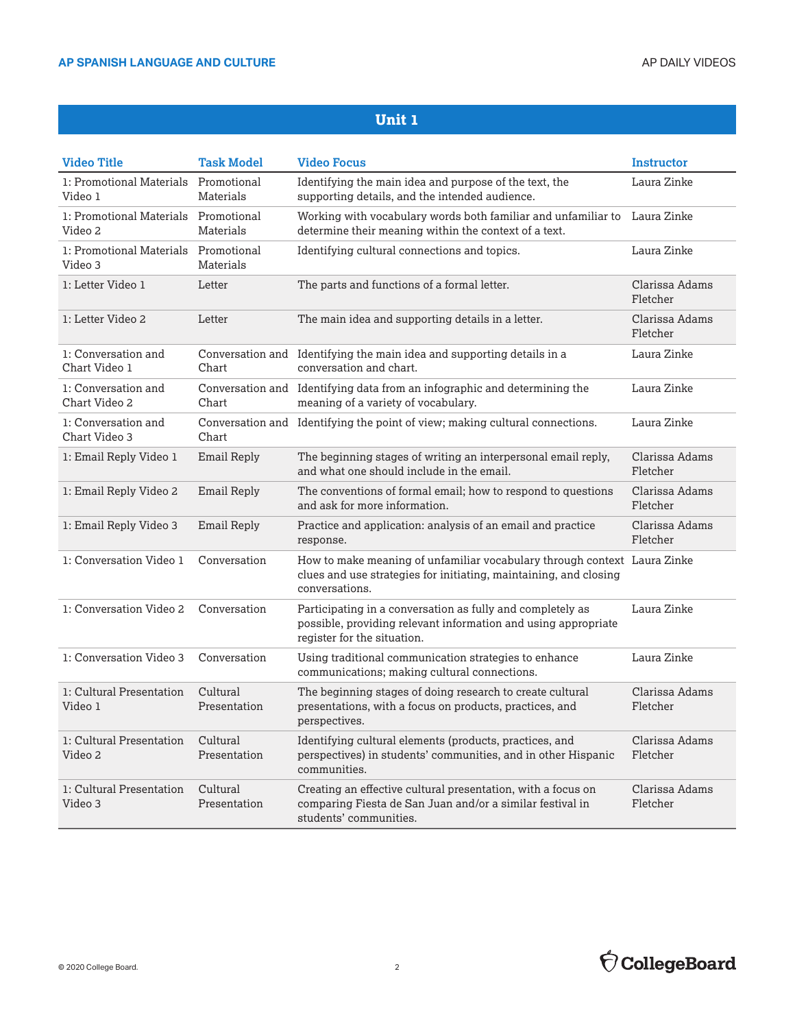## Unit 1

| Video Title | Task Model | Video Focus | Instructor |
|---|---|---|---|
| 1: Promotional Materials Video 1 | Promotional Materials | Identifying the main idea and purpose of the text, the supporting details, and the intended audience. | Laura Zinke |
| 1: Promotional Materials Video 2 | Promotional Materials | Working with vocabulary words both familiar and unfamiliar to determine their meaning within the context of a text. | Laura Zinke |
| 1: Promotional Materials Video 3 | Promotional Materials | Identifying cultural connections and topics. | Laura Zinke |
| 1: Letter Video 1 | Letter | The parts and functions of a formal letter. | Clarissa Adams Fletcher |
| 1: Letter Video 2 | Letter | The main idea and supporting details in a letter. | Clarissa Adams Fletcher |
| 1: Conversation and Chart Video 1 | Conversation and Chart | Identifying the main idea and supporting details in a conversation and chart. | Laura Zinke |
| 1: Conversation and Chart Video 2 | Conversation and Chart | Identifying data from an infographic and determining the meaning of a variety of vocabulary. | Laura Zinke |
| 1: Conversation and Chart Video 3 | Conversation and Chart | Identifying the point of view; making cultural connections. | Laura Zinke |
| 1: Email Reply Video 1 | Email Reply | The beginning stages of writing an interpersonal email reply, and what one should include in the email. | Clarissa Adams Fletcher |
| 1: Email Reply Video 2 | Email Reply | The conventions of formal email; how to respond to questions and ask for more information. | Clarissa Adams Fletcher |
| 1: Email Reply Video 3 | Email Reply | Practice and application: analysis of an email and practice response. | Clarissa Adams Fletcher |
| 1: Conversation Video 1 | Conversation | How to make meaning of unfamiliar vocabulary through context clues and use strategies for initiating, maintaining, and closing conversations. | Laura Zinke |
| 1: Conversation Video 2 | Conversation | Participating in a conversation as fully and completely as possible, providing relevant information and using appropriate register for the situation. | Laura Zinke |
| 1: Conversation Video 3 | Conversation | Using traditional communication strategies to enhance communications; making cultural connections. | Laura Zinke |
| 1: Cultural Presentation Video 1 | Cultural Presentation | The beginning stages of doing research to create cultural presentations, with a focus on products, practices, and perspectives. | Clarissa Adams Fletcher |
| 1: Cultural Presentation Video 2 | Cultural Presentation | Identifying cultural elements (products, practices, and perspectives) in students' communities, and in other Hispanic communities. | Clarissa Adams Fletcher |
| 1: Cultural Presentation Video 3 | Cultural Presentation | Creating an effective cultural presentation, with a focus on comparing Fiesta de San Juan and/or a similar festival in students' communities. | Clarissa Adams Fletcher |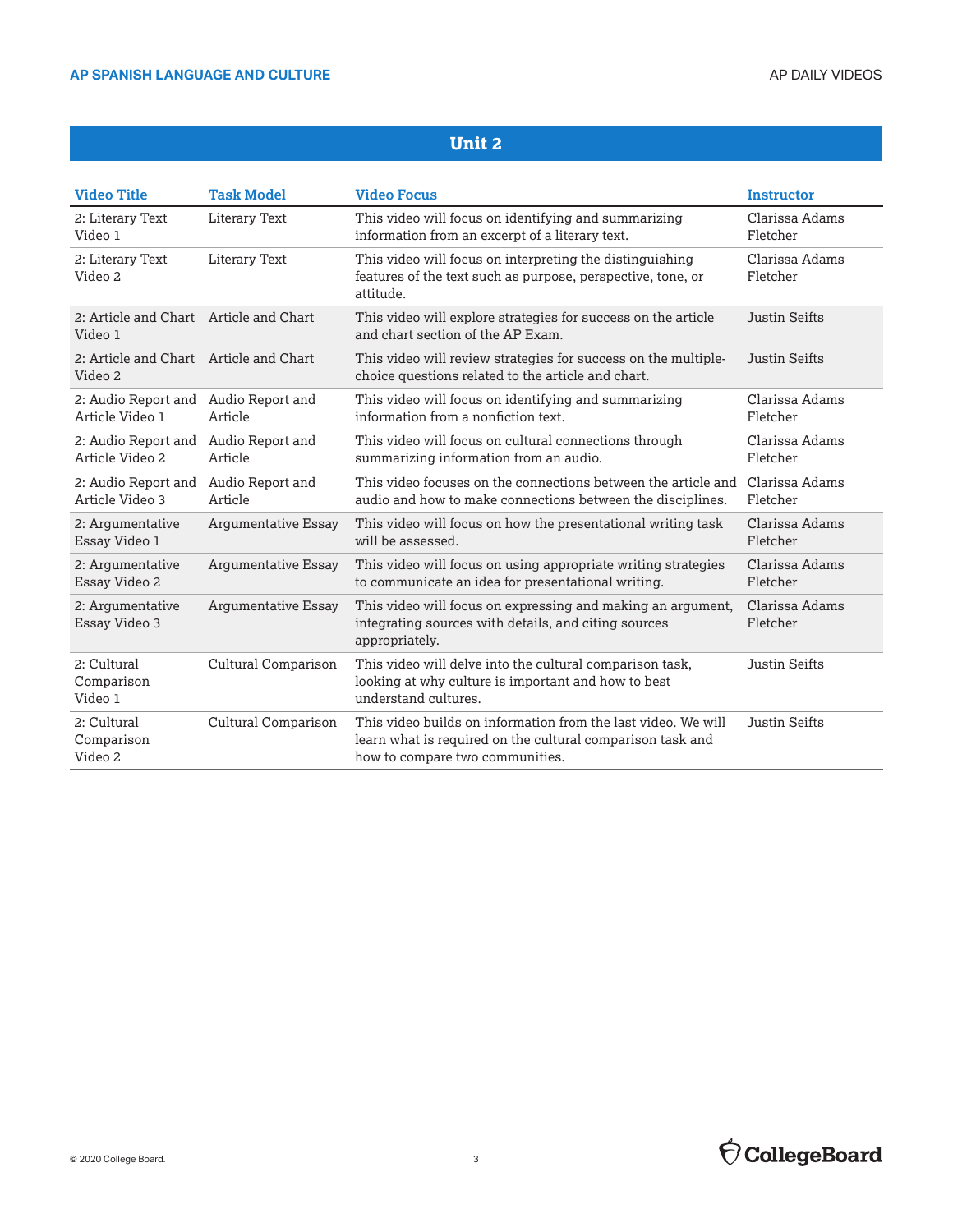## Unit 2

| Video Title | Task Model | Video Focus | Instructor |
|---|---|---|---|
| 2: Literary Text Video 1 | Literary Text | This video will focus on identifying and summarizing information from an excerpt of a literary text. | Clarissa Adams Fletcher |
| 2: Literary Text Video 2 | Literary Text | This video will focus on interpreting the distinguishing features of the text such as purpose, perspective, tone, or attitude. | Clarissa Adams Fletcher |
| 2: Article and Chart Video 1 | Article and Chart | This video will explore strategies for success on the article and chart section of the AP Exam. | Justin Seifts |
| 2: Article and Chart Video 2 | Article and Chart | This video will review strategies for success on the multiple-choice questions related to the article and chart. | Justin Seifts |
| 2: Audio Report and Article Video 1 | Audio Report and Article | This video will focus on identifying and summarizing information from a nonfiction text. | Clarissa Adams Fletcher |
| 2: Audio Report and Article Video 2 | Audio Report and Article | This video will focus on cultural connections through summarizing information from an audio. | Clarissa Adams Fletcher |
| 2: Audio Report and Article Video 3 | Audio Report and Article | This video focuses on the connections between the article and audio and how to make connections between the disciplines. | Clarissa Adams Fletcher |
| 2: Argumentative Essay Video 1 | Argumentative Essay | This video will focus on how the presentational writing task will be assessed. | Clarissa Adams Fletcher |
| 2: Argumentative Essay Video 2 | Argumentative Essay | This video will focus on using appropriate writing strategies to communicate an idea for presentational writing. | Clarissa Adams Fletcher |
| 2: Argumentative Essay Video 3 | Argumentative Essay | This video will focus on expressing and making an argument, integrating sources with details, and citing sources appropriately. | Clarissa Adams Fletcher |
| 2: Cultural Comparison Video 1 | Cultural Comparison | This video will delve into the cultural comparison task, looking at why culture is important and how to best understand cultures. | Justin Seifts |
| 2: Cultural Comparison Video 2 | Cultural Comparison | This video builds on information from the last video. We will learn what is required on the cultural comparison task and how to compare two communities. | Justin Seifts |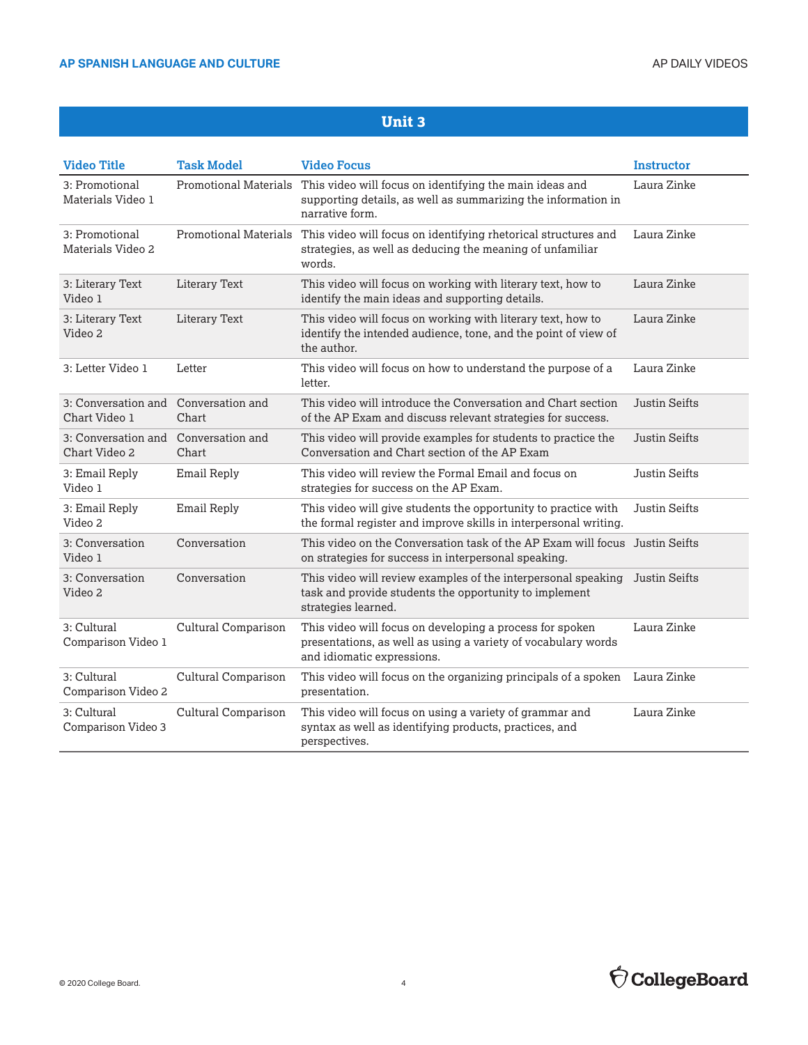## Unit 3

| Video Title | Task Model | Video Focus | Instructor |
|---|---|---|---|
| 3: Promotional Materials Video 1 | Promotional Materials | This video will focus on identifying the main ideas and supporting details, as well as summarizing the information in narrative form. | Laura Zinke |
| 3: Promotional Materials Video 2 | Promotional Materials | This video will focus on identifying rhetorical structures and strategies, as well as deducing the meaning of unfamiliar words. | Laura Zinke |
| 3: Literary Text Video 1 | Literary Text | This video will focus on working with literary text, how to identify the main ideas and supporting details. | Laura Zinke |
| 3: Literary Text Video 2 | Literary Text | This video will focus on working with literary text, how to identify the intended audience, tone, and the point of view of the author. | Laura Zinke |
| 3: Letter Video 1 | Letter | This video will focus on how to understand the purpose of a letter. | Laura Zinke |
| 3: Conversation and Chart Video 1 | Conversation and Chart | This video will introduce the Conversation and Chart section of the AP Exam and discuss relevant strategies for success. | Justin Seifts |
| 3: Conversation and Chart Video 2 | Conversation and Chart | This video will provide examples for students to practice the Conversation and Chart section of the AP Exam | Justin Seifts |
| 3: Email Reply Video 1 | Email Reply | This video will review the Formal Email and focus on strategies for success on the AP Exam. | Justin Seifts |
| 3: Email Reply Video 2 | Email Reply | This video will give students the opportunity to practice with the formal register and improve skills in interpersonal writing. | Justin Seifts |
| 3: Conversation Video 1 | Conversation | This video on the Conversation task of the AP Exam will focus on strategies for success in interpersonal speaking. | Justin Seifts |
| 3: Conversation Video 2 | Conversation | This video will review examples of the interpersonal speaking task and provide students the opportunity to implement strategies learned. | Justin Seifts |
| 3: Cultural Comparison Video 1 | Cultural Comparison | This video will focus on developing a process for spoken presentations, as well as using a variety of vocabulary words and idiomatic expressions. | Laura Zinke |
| 3: Cultural Comparison Video 2 | Cultural Comparison | This video will focus on the organizing principals of a spoken presentation. | Laura Zinke |
| 3: Cultural Comparison Video 3 | Cultural Comparison | This video will focus on using a variety of grammar and syntax as well as identifying products, practices, and perspectives. | Laura Zinke |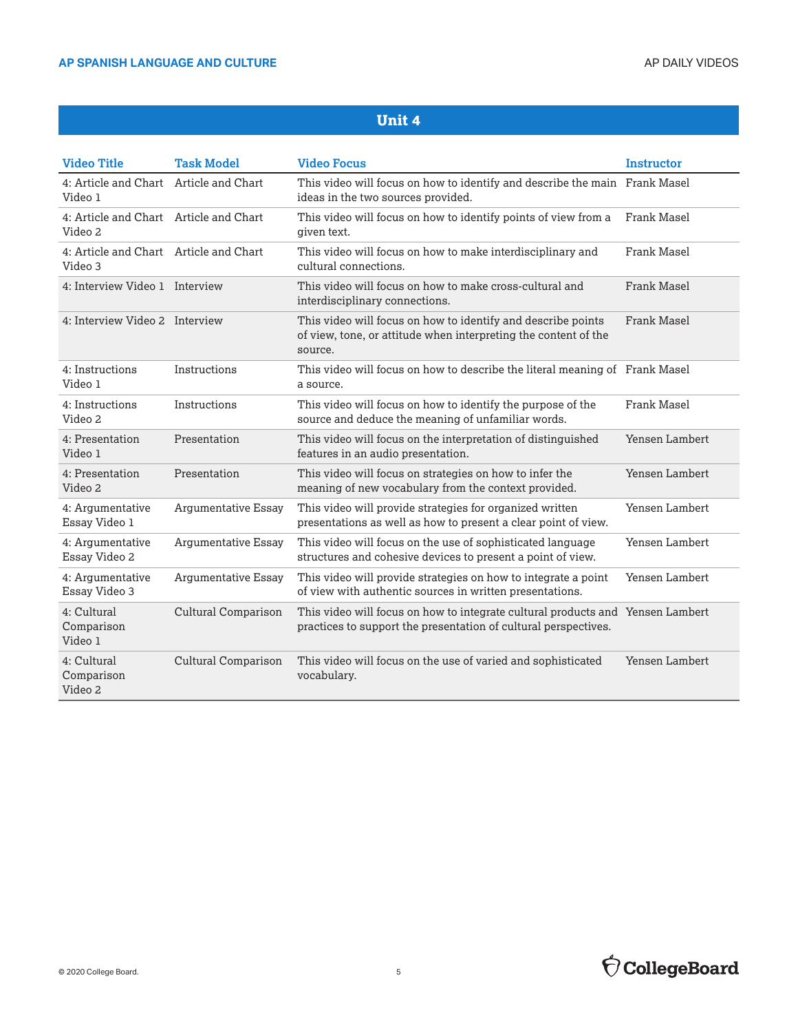## Unit 4

| Video Title | Task Model | Video Focus | Instructor |
|---|---|---|---|
| 4: Article and Chart Video 1 | Article and Chart | This video will focus on how to identify and describe the main ideas in the two sources provided. | Frank Masel |
| 4: Article and Chart Video 2 | Article and Chart | This video will focus on how to identify points of view from a given text. | Frank Masel |
| 4: Article and Chart Video 3 | Article and Chart | This video will focus on how to make interdisciplinary and cultural connections. | Frank Masel |
| 4: Interview Video 1 | Interview | This video will focus on how to make cross-cultural and interdisciplinary connections. | Frank Masel |
| 4: Interview Video 2 | Interview | This video will focus on how to identify and describe points of view, tone, or attitude when interpreting the content of the source. | Frank Masel |
| 4: Instructions Video 1 | Instructions | This video will focus on how to describe the literal meaning of a source. | Frank Masel |
| 4: Instructions Video 2 | Instructions | This video will focus on how to identify the purpose of the source and deduce the meaning of unfamiliar words. | Frank Masel |
| 4: Presentation Video 1 | Presentation | This video will focus on the interpretation of distinguished features in an audio presentation. | Yensen Lambert |
| 4: Presentation Video 2 | Presentation | This video will focus on strategies on how to infer the meaning of new vocabulary from the context provided. | Yensen Lambert |
| 4: Argumentative Essay Video 1 | Argumentative Essay | This video will provide strategies for organized written presentations as well as how to present a clear point of view. | Yensen Lambert |
| 4: Argumentative Essay Video 2 | Argumentative Essay | This video will focus on the use of sophisticated language structures and cohesive devices to present a point of view. | Yensen Lambert |
| 4: Argumentative Essay Video 3 | Argumentative Essay | This video will provide strategies on how to integrate a point of view with authentic sources in written presentations. | Yensen Lambert |
| 4: Cultural Comparison Video 1 | Cultural Comparison | This video will focus on how to integrate cultural products and practices to support the presentation of cultural perspectives. | Yensen Lambert |
| 4: Cultural Comparison Video 2 | Cultural Comparison | This video will focus on the use of varied and sophisticated vocabulary. | Yensen Lambert |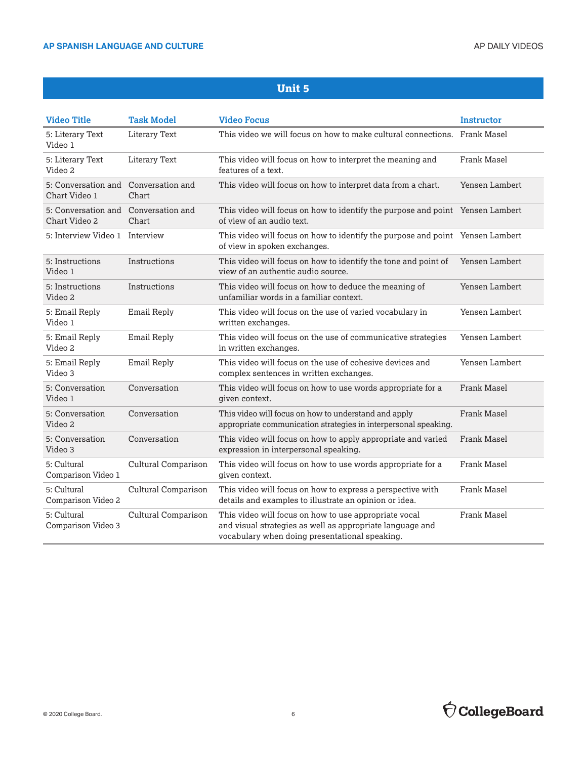## Unit 5

| Video Title | Task Model | Video Focus | Instructor |
|---|---|---|---|
| 5: Literary Text Video 1 | Literary Text | This video we will focus on how to make cultural connections. | Frank Masel |
| 5: Literary Text Video 2 | Literary Text | This video will focus on how to interpret the meaning and features of a text. | Frank Masel |
| 5: Conversation and Chart Video 1 | Conversation and Chart | This video will focus on how to interpret data from a chart. | Yensen Lambert |
| 5: Conversation and Chart Video 2 | Conversation and Chart | This video will focus on how to identify the purpose and point of view of an audio text. | Yensen Lambert |
| 5: Interview Video 1 | Interview | This video will focus on how to identify the purpose and point of view in spoken exchanges. | Yensen Lambert |
| 5: Instructions Video 1 | Instructions | This video will focus on how to identify the tone and point of view of an authentic audio source. | Yensen Lambert |
| 5: Instructions Video 2 | Instructions | This video will focus on how to deduce the meaning of unfamiliar words in a familiar context. | Yensen Lambert |
| 5: Email Reply Video 1 | Email Reply | This video will focus on the use of varied vocabulary in written exchanges. | Yensen Lambert |
| 5: Email Reply Video 2 | Email Reply | This video will focus on the use of communicative strategies in written exchanges. | Yensen Lambert |
| 5: Email Reply Video 3 | Email Reply | This video will focus on the use of cohesive devices and complex sentences in written exchanges. | Yensen Lambert |
| 5: Conversation Video 1 | Conversation | This video will focus on how to use words appropriate for a given context. | Frank Masel |
| 5: Conversation Video 2 | Conversation | This video will focus on how to understand and apply appropriate communication strategies in interpersonal speaking. | Frank Masel |
| 5: Conversation Video 3 | Conversation | This video will focus on how to apply appropriate and varied expression in interpersonal speaking. | Frank Masel |
| 5: Cultural Comparison Video 1 | Cultural Comparison | This video will focus on how to use words appropriate for a given context. | Frank Masel |
| 5: Cultural Comparison Video 2 | Cultural Comparison | This video will focus on how to express a perspective with details and examples to illustrate an opinion or idea. | Frank Masel |
| 5: Cultural Comparison Video 3 | Cultural Comparison | This video will focus on how to use appropriate vocal and visual strategies as well as appropriate language and vocabulary when doing presentational speaking. | Frank Masel |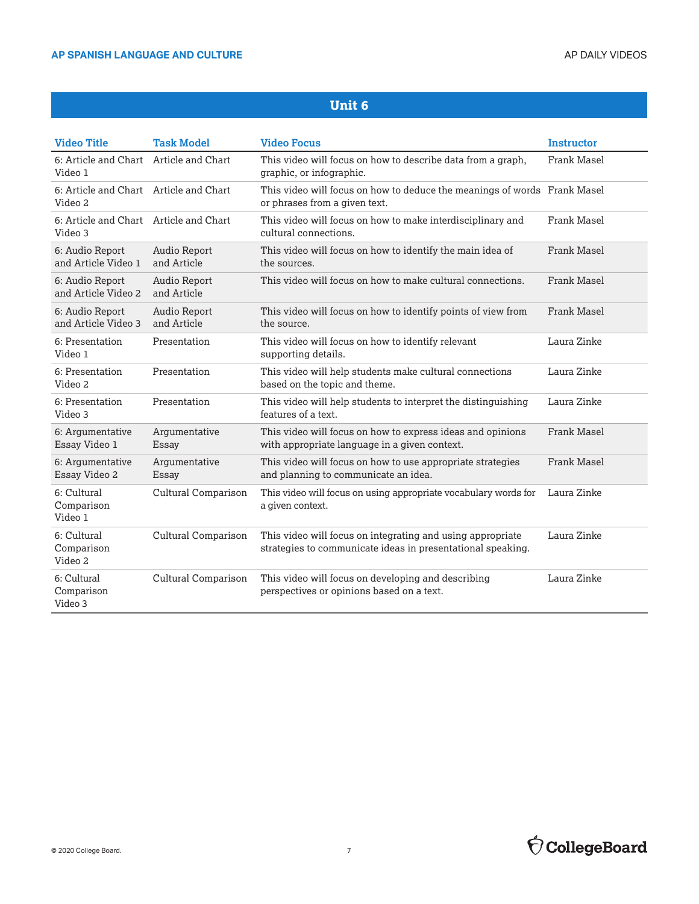## Unit 6

| Video Title | Task Model | Video Focus | Instructor |
|---|---|---|---|
| 6: Article and Chart Video 1 | Article and Chart | This video will focus on how to describe data from a graph, graphic, or infographic. | Frank Masel |
| 6: Article and Chart Video 2 | Article and Chart | This video will focus on how to deduce the meanings of words or phrases from a given text. | Frank Masel |
| 6: Article and Chart Video 3 | Article and Chart | This video will focus on how to make interdisciplinary and cultural connections. | Frank Masel |
| 6: Audio Report and Article Video 1 | Audio Report and Article | This video will focus on how to identify the main idea of the sources. | Frank Masel |
| 6: Audio Report and Article Video 2 | Audio Report and Article | This video will focus on how to make cultural connections. | Frank Masel |
| 6: Audio Report and Article Video 3 | Audio Report and Article | This video will focus on how to identify points of view from the source. | Frank Masel |
| 6: Presentation Video 1 | Presentation | This video will focus on how to identify relevant supporting details. | Laura Zinke |
| 6: Presentation Video 2 | Presentation | This video will help students make cultural connections based on the topic and theme. | Laura Zinke |
| 6: Presentation Video 3 | Presentation | This video will help students to interpret the distinguishing features of a text. | Laura Zinke |
| 6: Argumentative Essay Video 1 | Argumentative Essay | This video will focus on how to express ideas and opinions with appropriate language in a given context. | Frank Masel |
| 6: Argumentative Essay Video 2 | Argumentative Essay | This video will focus on how to use appropriate strategies and planning to communicate an idea. | Frank Masel |
| 6: Cultural Comparison Video 1 | Cultural Comparison | This video will focus on using appropriate vocabulary words for a given context. | Laura Zinke |
| 6: Cultural Comparison Video 2 | Cultural Comparison | This video will focus on integrating and using appropriate strategies to communicate ideas in presentational speaking. | Laura Zinke |
| 6: Cultural Comparison Video 3 | Cultural Comparison | This video will focus on developing and describing perspectives or opinions based on a text. | Laura Zinke |